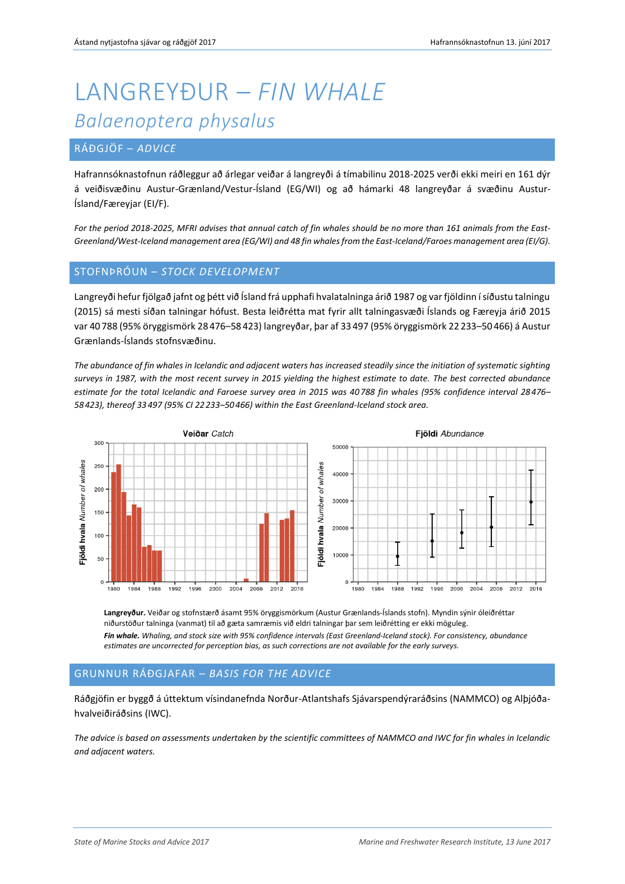# LANGREYÐUR – *FIN WHALE*

## *Balaenoptera physalus*

## RÁÐGJÖF – *ADVICE*

Hafrannsóknastofnun ráðleggur að árlegar veiðar á langreyði á tímabilinu 2018-2025 verði ekki meiri en 161 dýr á veiðisvæðinu Austur-Grænland/Vestur-Ísland (EG/WI) og að hámarki 48 langreyðar á svæðinu Austur-Ísland/Færeyjar (EI/F).

*For the period 2018-2025, MFRI advises that annual catch of fin whales should be no more than 161 animals from the East-Greenland/West-Iceland management area (EG/WI) and 48 fin whales from the East-Iceland/Faroes management area (EI/G).*

## STOFNÞRÓUN – *STOCK DEVELOPMENT*

Langreyði hefur fjölgað jafnt og þétt við Ísland frá upphafi hvalatalninga árið 1987 og var fjöldinn í síðustu talningu (2015) sá mesti síðan talningar hófust. Besta leiðrétta mat fyrir allt talningasvæði Íslands og Færeyja árið 2015 var 40 788 (95% öryggismörk 28 476–58 423) langreyðar, þar af 33 497 (95% öryggismörk 22 233–50 466) á Austur Grænlands-Íslands stofnsvæðinu.

*The abundance of fin whales in Icelandic and adjacent waters has increased steadily since the initiation of systematic sighting surveys in 1987, with the most recent survey in 2015 yielding the highest estimate to date. The best corrected abundance estimate for the total Icelandic and Faroese survey area in 2015 was 40 788 fin whales (95% confidence interval 28 476–58 423), thereof 33 497 (95% CI 22 233–50 466) within the East Greenland-Iceland stock area.*

**Langreyður.** Veiðar og stofnstærð ásamt 95% öryggismörkum (Austur Grænlands-Íslands stofn). Myndin sýnir óleiðréttar niðurstöður talninga (vanmat) til að gæta samræmis við eldri talningar þar sem leiðrétting er ekki möguleg.

***Fin whale.*** *Whaling, and stock size with 95% confidence intervals (East Greenland-Iceland stock). For consistency, abundance estimates are uncorrected for perception bias, as such corrections are not available for the early surveys.*

## GRUNNUR RÁÐGJAFAR – *BASIS FOR THE ADVICE*

Ráðgjöfin er byggð á úttektum vísindanefnda Norður-Atlantshafs Sjávarspendýraráðsins (NAMMCO) og Alþjóðahvalveiðiráðsins (IWC).

*The advice is based on assessments undertaken by the scientific committees of NAMMCO and IWC for fin whales in Icelandic and adjacent waters.*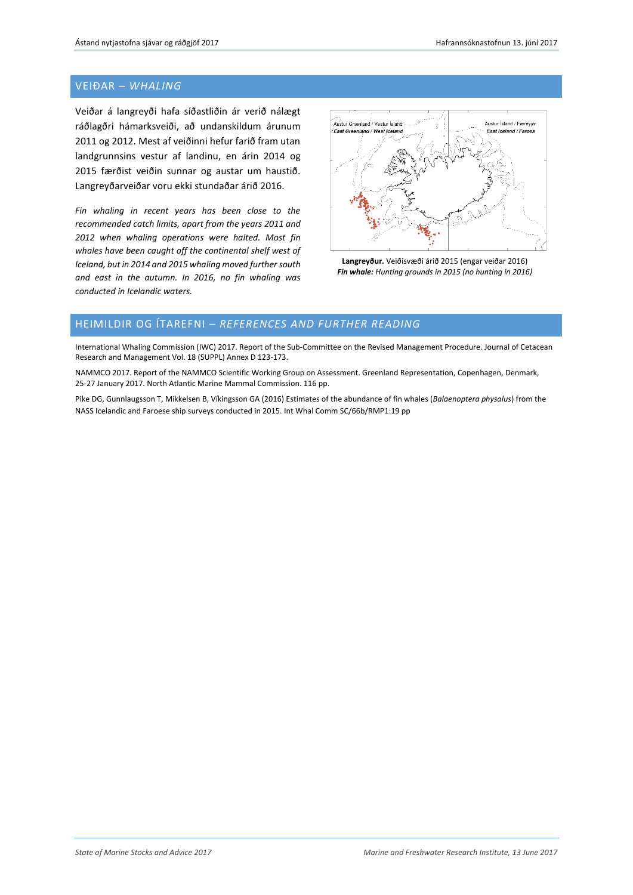## VEIÐAR – *WHALING*

Veiðar á langreyði hafa síðastliðin ár verið nálægt ráðlagðri hámarksveiði, að undanskildum árunum 2011 og 2012. Mest af veiðinni hefur farið fram utan landgrunnsins vestur af landinu, en árin 2014 og 2015 færðist veiðin sunnar og austar um haustið. Langreyðarveiðar voru ekki stundaðar árið 2016.

*Fin whaling in recent years has been close to the recommended catch limits, apart from the years 2011 and 2012 when whaling operations were halted. Most fin whales have been caught off the continental shelf west of Iceland, but in 2014 and 2015 whaling moved further south and east in the autumn. In 2016, no fin whaling was conducted in Icelandic waters.*

Austur Grænland / Vestur Ísland
*East Greenland / West Iceland*
Austur Ísland / Færeyjar
*East Iceland / Faroes*

**Langreyður.** Veiðisvæði árið 2015 (engar veiðar 2016)
***Fin whale:*** *Hunting grounds in 2015 (no hunting in 2016)*

## HEIMILDIR OG ÍTAREFNI – *REFERENCES AND FURTHER READING*

International Whaling Commission (IWC) 2017. Report of the Sub-Committee on the Revised Management Procedure. Journal of Cetacean Research and Management Vol. 18 (SUPPL) Annex D 123-173.

NAMMCO 2017. Report of the NAMMCO Scientific Working Group on Assessment. Greenland Representation, Copenhagen, Denmark, 25-27 January 2017. North Atlantic Marine Mammal Commission. 116 pp.

Pike DG, Gunnlaugsson T, Mikkelsen B, Víkingsson GA (2016) Estimates of the abundance of fin whales (*Balaenoptera physalus*) from the NASS Icelandic and Faroese ship surveys conducted in 2015. Int Whal Comm SC/66b/RMP1:19 pp